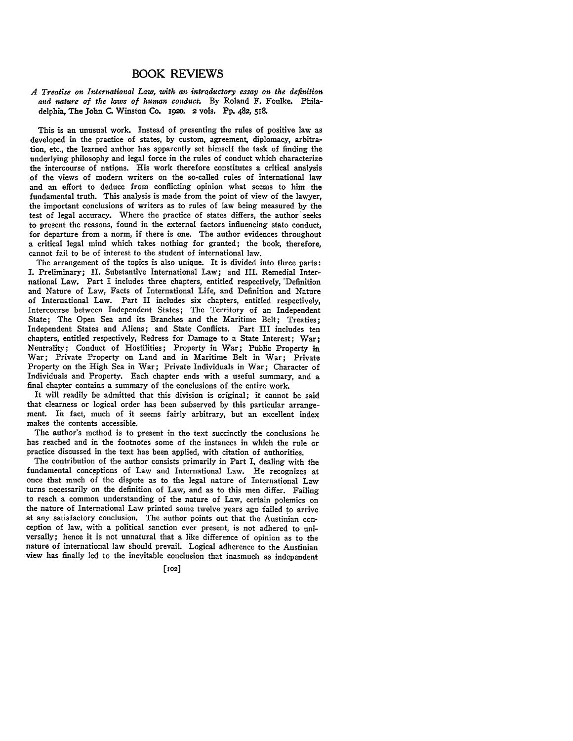# BOOK REVIEWS

*A Treatise on International Law, with an introductory essay on the definition and nature of the laws of human conduct.* By Roland F. Foulke. Philadelphia, The John C. Winston Co. 1920. 2 vols. Pp. 482, 518.

This is an unusual work. Instead of presenting the rules of positive law as developed in the practice of states, by custom, agreement, diplomacy, arbitration, etc., the learned author has apparently set himself the task of finding the underlying philosophy and legal force in the rules of conduct which characterize the intercourse of nations. His work therefore constitutes a critical analysis of the views of modern writers on the so-called rules of international law and an effort to deduce from conflicting opinion what seems to him the fundamental truth. This analysis is made from the point of view of the lawyer, the important conclusions of writers as to rules of law being measured by the test of legal accuracy. Where the practice of states differs, the author seeks to present the reasons, found in the external factors influencing state conduct, for departure from a norm, if there is one. The author evidences throughout a critical legal mind which takes nothing for granted; the book, therefore, cannot fail to be of interest to the student of international law.

The arrangement of the topics is also unique. It is divided into three parts: I. Preliminary; II. Substantive International Law; and III. Remedial International Law. Part I includes three chapters, entitled respectively, Definition and Nature of Law, Facts of International Life, and Definition and Nature of International Law. Part II includes six chapters, entitled respectively, Intercourse between Independent States; The Territory of an Independent State; The Open Sea and its Branches and the Maritime Belt; Treaties; Independent States and Aliens; and State Conflicts. Part III includes ten chapters, entitled respectively, Redress for Damage to a State Interest; War; Neutrality; Conduct of Hostilities; Property in War; Public Property in War; Private Property on Land and in Maritime Belt in War; Private Property on the High Sea in War; Private Individuals in War; Character of Individuals and Property. Each chapter ends with a useful summary, and a final chapter contains a summary of the conclusions of the entire work.

It will readily be admitted that this division is original; it cannot be said that clearness or logical order has been subserved by this particular arrangement. In fact, much of it seems fairly arbitrary, but an excellent index makes the contents accessible.

The author's method is to present in the text succinctly the conclusions he has reached and in the footnotes some of the instances in which the rule or practice discussed in the text has been applied, with citation of authorities.

The contribution of the author consists primarily in Part I, dealing with the fundamental conceptions of Law and International Law. He recognizes at once that much of the dispute as to the legal nature of International Law turns necessarily on the definition of Law, and as to this men differ. Failing to reach a common understanding of the nature of Law, certain polemics on the nature of International Law printed some twelve years ago failed to arrive at any satisfactory conclusion. The author points out that the Austinian conception of law, with a political sanction ever present, is not adhered to universally; hence it is not unnatural that a like difference of opinion as to the nature of international law should prevail. Logical adherence to the Austinian view has finally led to the inevitable conclusion that inasmuch as independent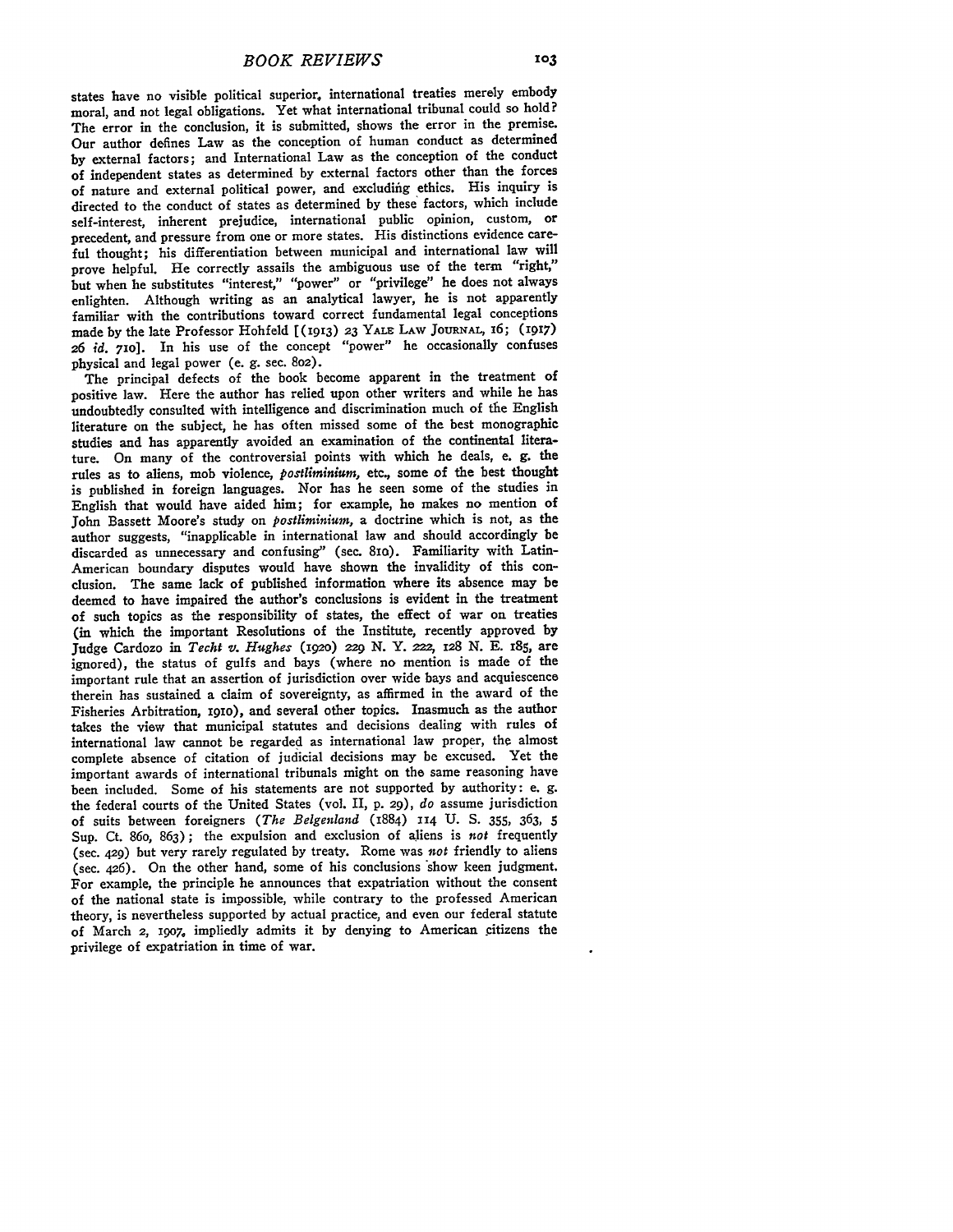states have no visible political superior, international treaties merely embody moral, and not legal obligations. Yet what international tribunal could so hold? The error in the conclusion, it is submitted, shows the error in the premise. Our author defines Law as the conception of human conduct as determined by external factors; and International Law as the conception of the conduct of independent states as determined by external factors other than the forces of nature and external political power, and excluding ethics. His inquiry is directed to the conduct of states as determined by these factors, which include self-interest, inherent prejudice, international public opinion, custom, or precedent, and pressure from one or more states. His distinctions evidence careful thought; his differentiation between municipal and international law will prove helpful. He correctly assails the ambiguous use of the term "right," but when he substitutes "interest," "power" or "privilege" he does not always enlighten. Although writing as an analytical lawyer, he is not apparently familiar with the contributions toward correct fundamental legal conceptions made by the late Professor Hohfeld [(1913) 23 YALE LAW JOURNAL, 16; (1917) 26 *id.* 710]. In his use of the concept "power" he occasionally confuses physical and legal power (e. g. sec. 802).

The principal defects of the book become apparent in the treatment of positive law. Here the author has relied upon other writers and while he has undoubtedly consulted with intelligence and discrimination much of the English literature on the subject, he has often missed some of the best monographic studies and has apparently avoided an examination of the continental literature. On many of the controversial points with which he deals, e. g. the rules as to aliens, mob violence, *postliminium*, etc., some of the best thought is published in foreign languages. Nor has he seen some of the studies in English that would have aided him; for example, he makes no mention of John Bassett Moore's study on *postliminium*, a doctrine which is not, as the author suggests, "inapplicable in international law and should accordingly be discarded as unnecessary and confusing" (sec. 810). Familiarity with Latin-American boundary disputes would have shown the invalidity of this conclusion. The same lack of published information where its absence may be deemed to have impaired the author's conclusions is evident in the treatment of such topics as the responsibility of states, the effect of war on treaties (in which the important Resolutions of the Institute, recently approved by Judge Cardozo in *Techt v. Hughes* (1920) 229 N. Y. 222, 128 N. E. 185, are ignored), the status of gulfs and bays (where no mention is made of the important rule that an assertion of jurisdiction over wide bays and acquiescence therein has sustained a claim of sovereignty, as affirmed in the award of the Fisheries Arbitration, 1910), and several other topics. Inasmuch as the author takes the view that municipal statutes and decisions dealing with rules of international law cannot be regarded as international law proper, the almost complete absence of citation of judicial decisions may be excused. Yet the important awards of international tribunals might on the same reasoning have been included. Some of his statements are not supported by authority: e. g. the federal courts of the United States (vol. II, p. 29), *do* assume jurisdiction of suits between foreigners (*The Belgenland* (1884) 114 U. S. 355, 363, 5 Sup. Ct. 860, 863); the expulsion and exclusion of aliens is *not* frequently (sec. 429) but very rarely regulated by treaty. Rome was *not* friendly to aliens (sec. 426). On the other hand, some of his conclusions show keen judgment. For example, the principle he announces that expatriation without the consent of the national state is impossible, while contrary to the professed American theory, is nevertheless supported by actual practice, and even our federal statute of March 2, 1907, impliedly admits it by denying to American citizens the privilege of expatriation in time of war.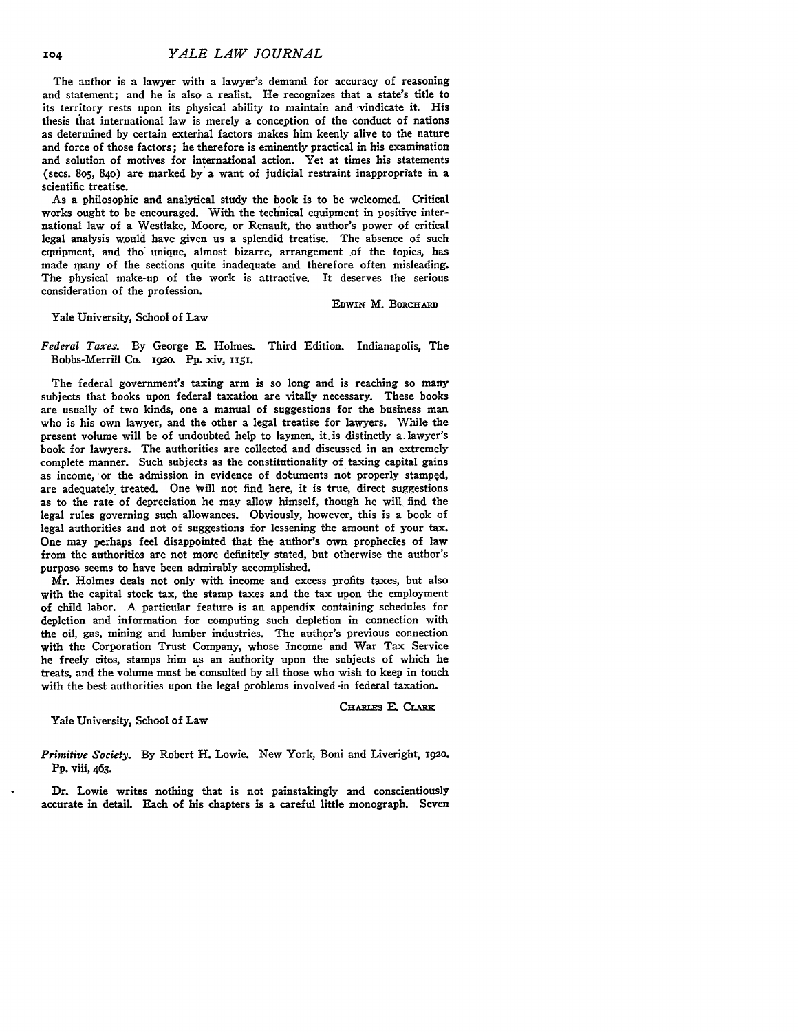The author is a lawyer with a lawyer's demand for accuracy of reasoning and statement; and he is also a realist. He recognizes that a state's title to its territory rests upon its physical ability to maintain and vindicate it. His thesis that international law is merely a conception of the conduct of nations as determined by certain external factors makes him keenly alive to the nature and force of those factors; he therefore is eminently practical in his examination and solution of motives for international action. Yet at times his statements (secs. 805, 840) are marked by a want of judicial restraint inappropriate in a scientific treatise.

As a philosophic and analytical study the book is to be welcomed. Critical works ought to be encouraged. With the technical equipment in positive international law of a Westlake, Moore, or Renault, the author's power of critical legal analysis would have given us a splendid treatise. The absence of such equipment, and the unique, almost bizarre, arrangement of the topics, has made many of the sections quite inadequate and therefore often misleading. The physical make-up of the work is attractive. It deserves the serious consideration of the profession.

EDWIN M. BORCHARD

Yale University, School of Law

*Federal Taxes.* By George E. Holmes. Third Edition. Indianapolis, The Bobbs-Merrill Co. 1920. Pp. xiv, 1151.

The federal government's taxing arm is so long and is reaching so many subjects that books upon federal taxation are vitally necessary. These books are usually of two kinds, one a manual of suggestions for the business man who is his own lawyer, and the other a legal treatise for lawyers. While the present volume will be of undoubted help to laymen, it is distinctly a lawyer's book for lawyers. The authorities are collected and discussed in an extremely complete manner. Such subjects as the constitutionality of taxing capital gains as income, or the admission in evidence of documents not properly stamped, are adequately treated. One will not find here, it is true, direct suggestions as to the rate of depreciation he may allow himself, though he will find the legal rules governing such allowances. Obviously, however, this is a book of legal authorities and not of suggestions for lessening the amount of your tax. One may perhaps feel disappointed that the author's own prophecies of law from the authorities are not more definitely stated, but otherwise the author's purpose seems to have been admirably accomplished.

Mr. Holmes deals not only with income and excess profits taxes, but also with the capital stock tax, the stamp taxes and the tax upon the employment of child labor. A particular feature is an appendix containing schedules for depletion and information for computing such depletion in connection with the oil, gas, mining and lumber industries. The author's previous connection with the Corporation Trust Company, whose Income and War Tax Service he freely cites, stamps him as an authority upon the subjects of which he treats, and the volume must be consulted by all those who wish to keep in touch with the best authorities upon the legal problems involved in federal taxation.

CHARLES E. CLARK

Yale University, School of Law

*Primitive Society.* By Robert H. Lowie. New York, Boni and Liveright, 1920. Pp. viii, 463.

Dr. Lowie writes nothing that is not painstakingly and conscientiously accurate in detail. Each of his chapters is a careful little monograph. Seven